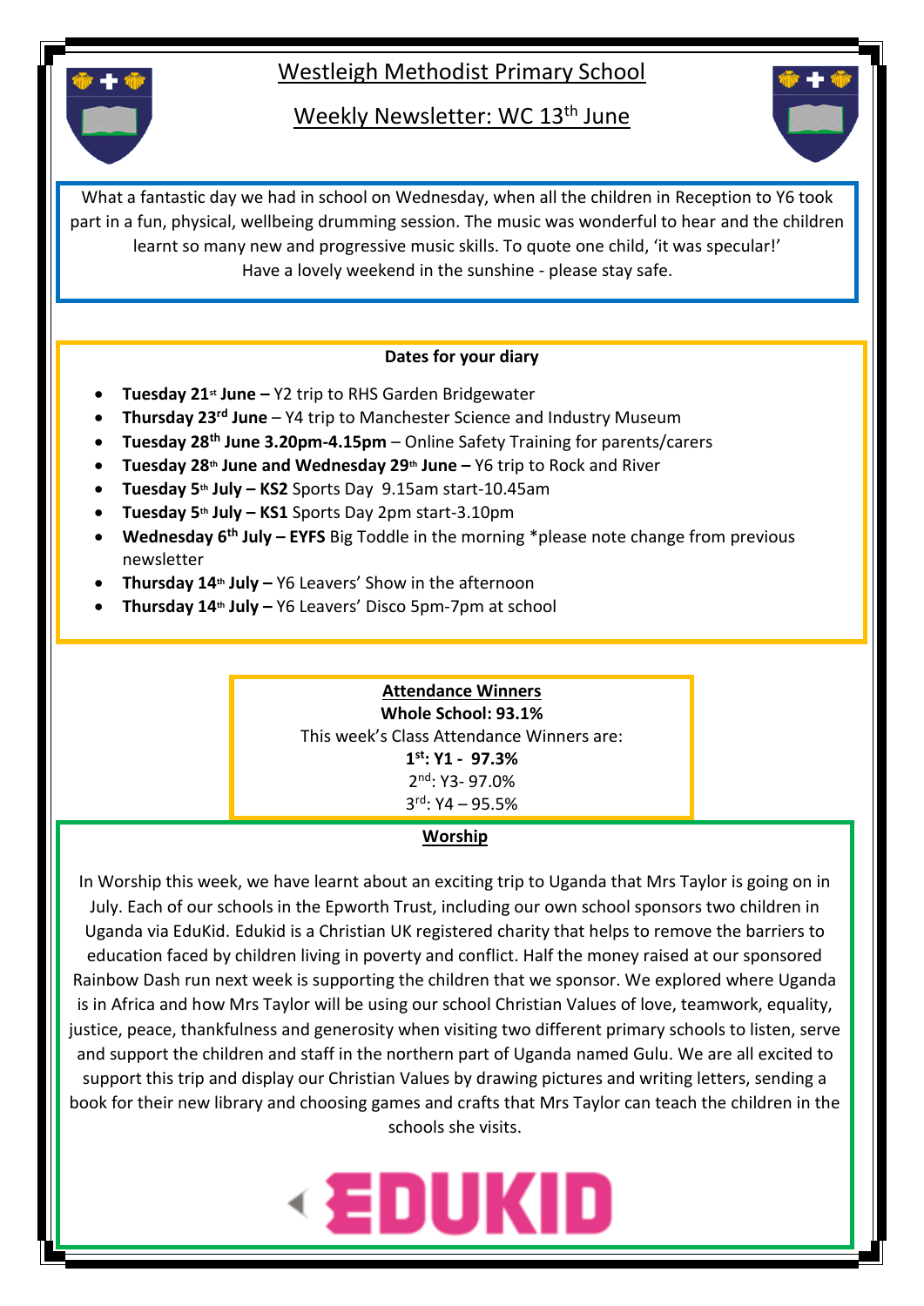# Westleigh Methodist Primary School

## Weekly Newsletter: WC 13th June

What a fantastic day we had in school on Wednesday, when all the children in Reception to Y6 took part in a fun, physical, wellbeing drumming session. The music was wonderful to hear and the children learnt so many new and progressive music skills. To quote one child, 'it was specular!'
Have a lovely weekend in the sunshine - please stay safe.

**Dates for your diary**

- **Tuesday 21st June –** Y2 trip to RHS Garden Bridgewater
- **Thursday 23rd June** – Y4 trip to Manchester Science and Industry Museum
- **Tuesday 28th June 3.20pm-4.15pm** – Online Safety Training for parents/carers
- **Tuesday 28th June and Wednesday 29th June –** Y6 trip to Rock and River
- **Tuesday 5th July – KS2** Sports Day 9.15am start-10.45am
- **Tuesday 5th July – KS1** Sports Day 2pm start-3.10pm
- **Wednesday 6th July – EYFS** Big Toddle in the morning *please note change from previous newsletter
- **Thursday 14th July –** Y6 Leavers' Show in the afternoon
- **Thursday 14th July –** Y6 Leavers' Disco 5pm-7pm at school

**Attendance Winners**

**Whole School: 93.1%**

This week's Class Attendance Winners are:

**1st: Y1 - 97.3%**

2nd: Y3- 97.0%

3rd: Y4 – 95.5%

**Worship**

In Worship this week, we have learnt about an exciting trip to Uganda that Mrs Taylor is going on in July. Each of our schools in the Epworth Trust, including our own school sponsors two children in Uganda via EduKid. Edukid is a Christian UK registered charity that helps to remove the barriers to education faced by children living in poverty and conflict. Half the money raised at our sponsored Rainbow Dash run next week is supporting the children that we sponsor. We explored where Uganda is in Africa and how Mrs Taylor will be using our school Christian Values of love, teamwork, equality, justice, peace, thankfulness and generosity when visiting two different primary schools to listen, serve and support the children and staff in the northern part of Uganda named Gulu. We are all excited to support this trip and display our Christian Values by drawing pictures and writing letters, sending a book for their new library and choosing games and crafts that Mrs Taylor can teach the children in the schools she visits.

EDUKID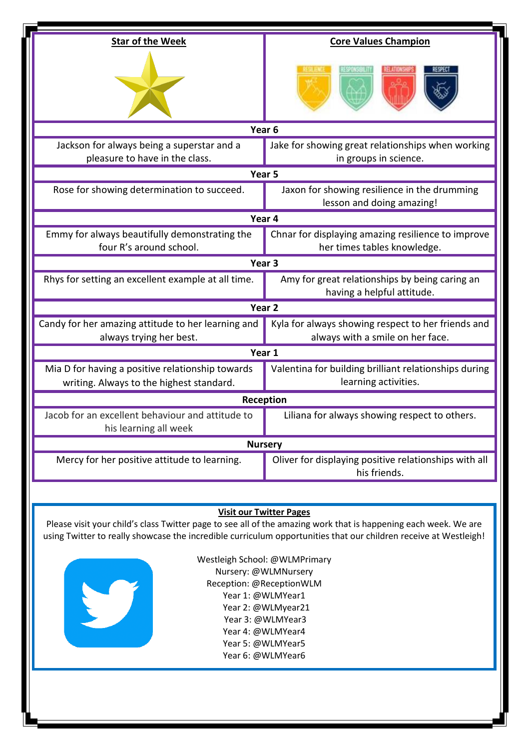| Star of the Week | Core Values Champion |
| --- | --- |
| **Year 6** | |
| Jackson for always being a superstar and a pleasure to have in the class. | Jake for showing great relationships when working in groups in science. |
| **Year 5** | |
| Rose for showing determination to succeed. | Jaxon for showing resilience in the drumming lesson and doing amazing! |
| **Year 4** | |
| Emmy for always beautifully demonstrating the four R's around school. | Chnar for displaying amazing resilience to improve her times tables knowledge. |
| **Year 3** | |
| Rhys for setting an excellent example at all time. | Amy for great relationships by being caring an having a helpful attitude. |
| **Year 2** | |
| Candy for her amazing attitude to her learning and always trying her best. | Kyla for always showing respect to her friends and always with a smile on her face. |
| **Year 1** | |
| Mia D for having a positive relationship towards writing. Always to the highest standard. | Valentina for building brilliant relationships during learning activities. |
| **Reception** | |
| Jacob for an excellent behaviour and attitude to his learning all week | Liliana for always showing respect to others. |
| **Nursery** | |
| Mercy for her positive attitude to learning. | Oliver for displaying positive relationships with all his friends. |

## Visit our Twitter Pages

Please visit your child's class Twitter page to see all of the amazing work that is happening each week. We are using Twitter to really showcase the incredible curriculum opportunities that our children receive at Westleigh!

Westleigh School: @WLMPrimary
Nursery: @WLMNursery
Reception: @ReceptionWLM
Year 1: @WLMYear1
Year 2: @WLMyear21
Year 3: @WLMYear3
Year 4: @WLMYear4
Year 5: @WLMYear5
Year 6: @WLMYear6